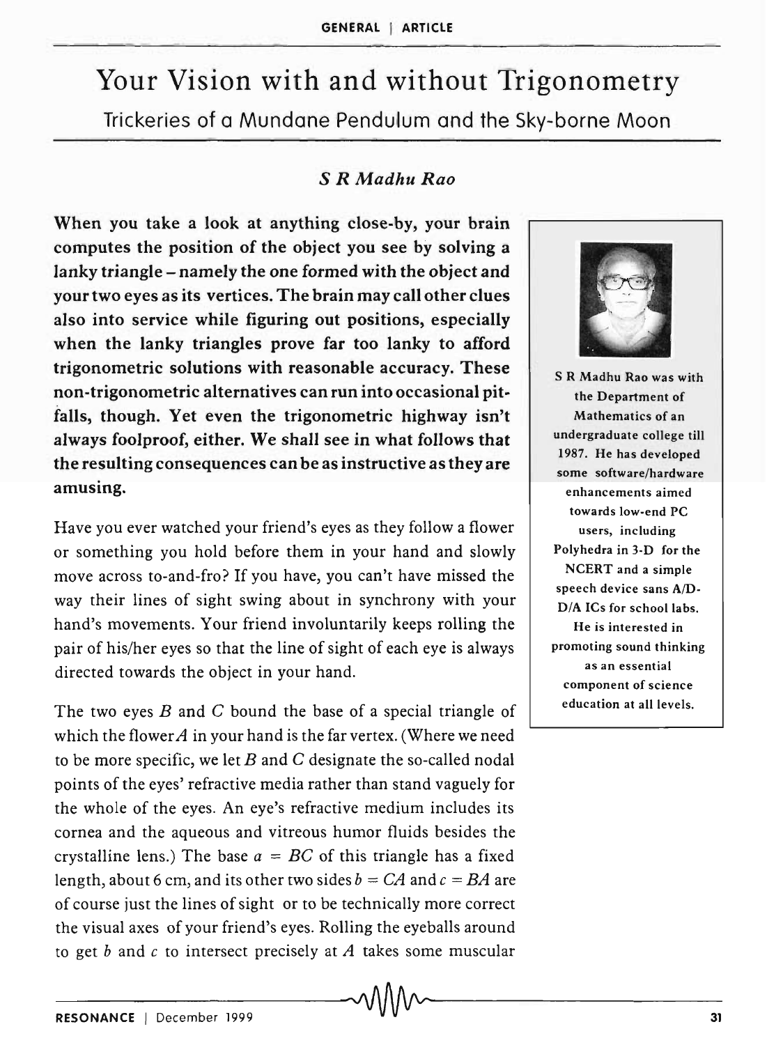# Your Vision with and without Trigonometry

## Trickeries of a Mundane Pendulum and the Sky-borne Moon

*S R Madhu Rao*

**When you take a look at anything close-by, your brain computes the position of the object you see by solving a lanky triangle – namely the one formed with the object and your two eyes as its vertices. The brain may call other clues also into service while figuring out positions, especially when the lanky triangles prove far too lanky to afford trigonometric solutions with reasonable accuracy. These non-trigonometric alternatives can run into occasional pitfalls, though. Yet even the trigonometric highway isn't always foolproof, either. We shall see in what follows that the resulting consequences can be as instructive as they are amusing.**

S R Madhu Rao was with the Department of Mathematics of an undergraduate college till 1987. He has developed some software/hardware enhancements aimed towards low-end PC users, including Polyhedra in 3-D for the NCERT and a simple speech device sans A/D-D/A ICs for school labs. He is interested in promoting sound thinking as an essential component of science education at all levels.

Have you ever watched your friend's eyes as they follow a flower or something you hold before them in your hand and slowly move across to-and-fro? If you have, you can't have missed the way their lines of sight swing about in synchrony with your hand's movements. Your friend involuntarily keeps rolling the pair of his/her eyes so that the line of sight of each eye is always directed towards the object in your hand.

The two eyes $B$ and $C$ bound the base of a special triangle of which the flower $A$ in your hand is the far vertex. (Where we need to be more specific, we let $B$ and $C$ designate the so-called nodal points of the eyes' refractive media rather than stand vaguely for the whole of the eyes. An eye's refractive medium includes its cornea and the aqueous and vitreous humor fluids besides the crystalline lens.) The base $a = BC$ of this triangle has a fixed length, about 6 cm, and its other two sides $b = CA$ and $c = BA$ are of course just the lines of sight or to be technically more correct the visual axes of your friend's eyes. Rolling the eyeballs around to get $b$ and $c$ to intersect precisely at $A$ takes some muscular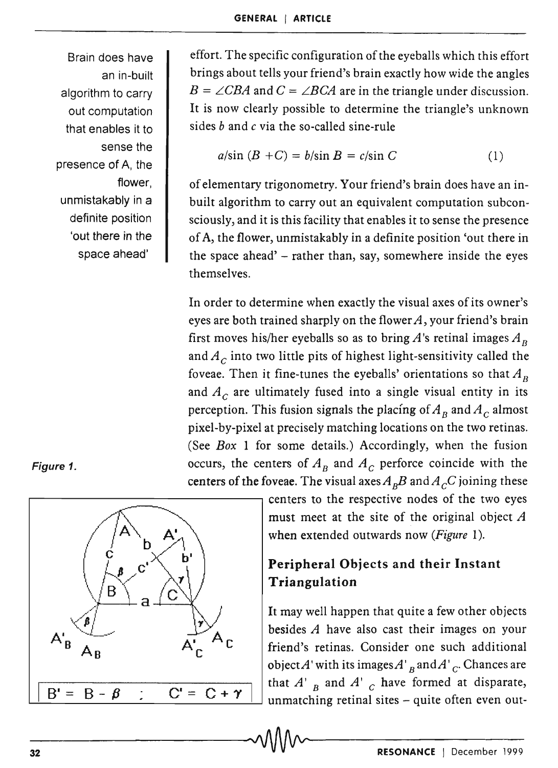Brain does have an in-built algorithm to carry out computation that enables it to sense the presence of A, the flower, unmistakably in a definite position 'out there in the space ahead'

effort. The specific configuration of the eyeballs which this effort brings about tells your friend's brain exactly how wide the angles $B = \angle CBA$ and $C = \angle BCA$ are in the triangle under discussion. It is now clearly possible to determine the triangle's unknown sides $b$ and $c$ via the so-called sine-rule

$$a/\sin(B + C) = b/\sin B = c/\sin C \tag{1}$$

of elementary trigonometry. Your friend's brain does have an in-built algorithm to carry out an equivalent computation subconsciously, and it is this facility that enables it to sense the presence of A, the flower, unmistakably in a definite position 'out there in the space ahead' – rather than, say, somewhere inside the eyes themselves.

In order to determine when exactly the visual axes of its owner's eyes are both trained sharply on the flower $A$, your friend's brain first moves his/her eyeballs so as to bring $A$'s retinal images $A_B$ and $A_C$ into two little pits of highest light-sensitivity called the foveae. Then it fine-tunes the eyeballs' orientations so that $A_B$ and $A_C$ are ultimately fused into a single visual entity in its perception. This fusion signals the placing of $A_B$ and $A_C$ almost pixel-by-pixel at precisely matching locations on the two retinas. (See *Box* 1 for some details.) Accordingly, when the fusion occurs, the centers of $A_B$ and $A_C$ perforce coincide with the centers of the foveae. The visual axes $A_BB$ and $A_CC$ joining these centers to the respective nodes of the two eyes must meet at the site of the original object $A$ when extended outwards now (*Figure* 1).

*Figure 1.*

$B' = B - \beta \quad ; \quad C' = C + \gamma$

## Peripheral Objects and their Instant Triangulation

It may well happen that quite a few other objects besides $A$ have also cast their images on your friend's retinas. Consider one such additional object $A'$ with its images $A'_B$ and $A'_C$. Chances are that $A'_B$ and $A'_C$ have formed at disparate, unmatching retinal sites – quite often even out-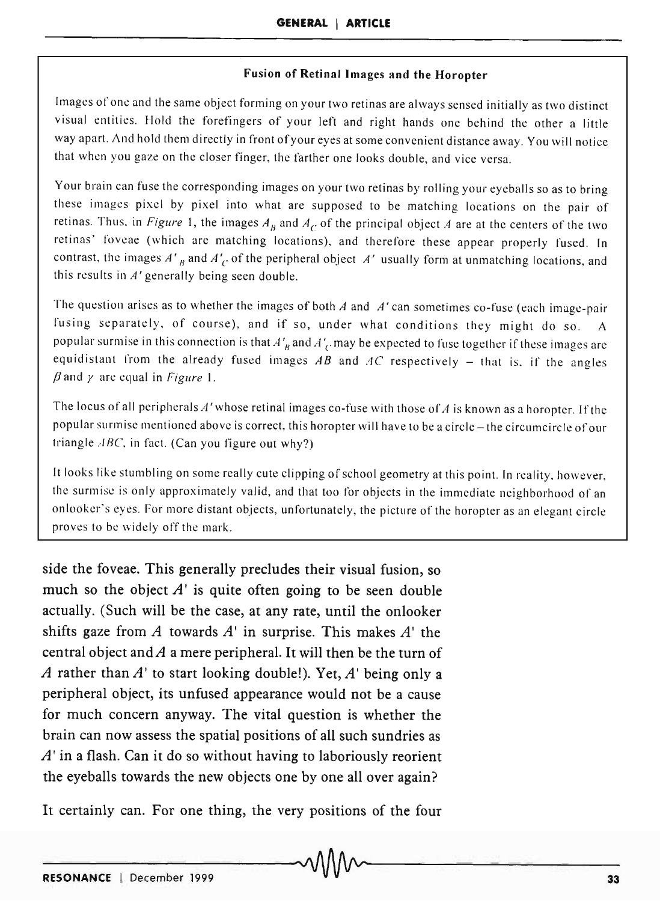### Fusion of Retinal Images and the Horopter

Images of one and the same object forming on your two retinas are always sensed initially as two distinct visual entities. Hold the forefingers of your left and right hands one behind the other a little way apart. And hold them directly in front of your eyes at some convenient distance away. You will notice that when you gaze on the closer finger, the farther one looks double, and vice versa.

Your brain can fuse the corresponding images on your two retinas by rolling your eyeballs so as to bring these images pixel by pixel into what are supposed to be matching locations on the pair of retinas. Thus, in *Figure* 1, the images $A_B$ and $A_C$ of the principal object $A$ are at the centers of the two retinas' foveae (which are matching locations), and therefore these appear properly fused. In contrast, the images $A'_B$ and $A'_C$ of the peripheral object $A'$ usually form at unmatching locations, and this results in $A'$ generally being seen double.

The question arises as to whether the images of both $A$ and $A'$ can sometimes co-fuse (each image-pair fusing separately, of course), and if so, under what conditions they might do so. A popular surmise in this connection is that $A'_B$ and $A'_C$ may be expected to fuse together if these images are equidistant from the already fused images $AB$ and $AC$ respectively – that is, if the angles $\beta$ and $\gamma$ are equal in *Figure* 1.

The locus of all peripherals $A'$ whose retinal images co-fuse with those of $A$ is known as a horopter. If the popular surmise mentioned above is correct, this horopter will have to be a circle – the circumcircle of our triangle $ABC$, in fact. (Can you figure out why?)

It looks like stumbling on some really cute clipping of school geometry at this point. In reality, however, the surmise is only approximately valid, and that too for objects in the immediate neighborhood of an onlooker's eyes. For more distant objects, unfortunately, the picture of the horopter as an elegant circle proves to be widely off the mark.

side the foveae. This generally precludes their visual fusion, so much so the object $A'$ is quite often going to be seen double actually. (Such will be the case, at any rate, until the onlooker shifts gaze from $A$ towards $A'$ in surprise. This makes $A'$ the central object and $A$ a mere peripheral. It will then be the turn of $A$ rather than $A'$ to start looking double!). Yet, $A'$ being only a peripheral object, its unfused appearance would not be a cause for much concern anyway. The vital question is whether the brain can now assess the spatial positions of all such sundries as $A'$ in a flash. Can it do so without having to laboriously reorient the eyeballs towards the new objects one by one all over again?

It certainly can. For one thing, the very positions of the four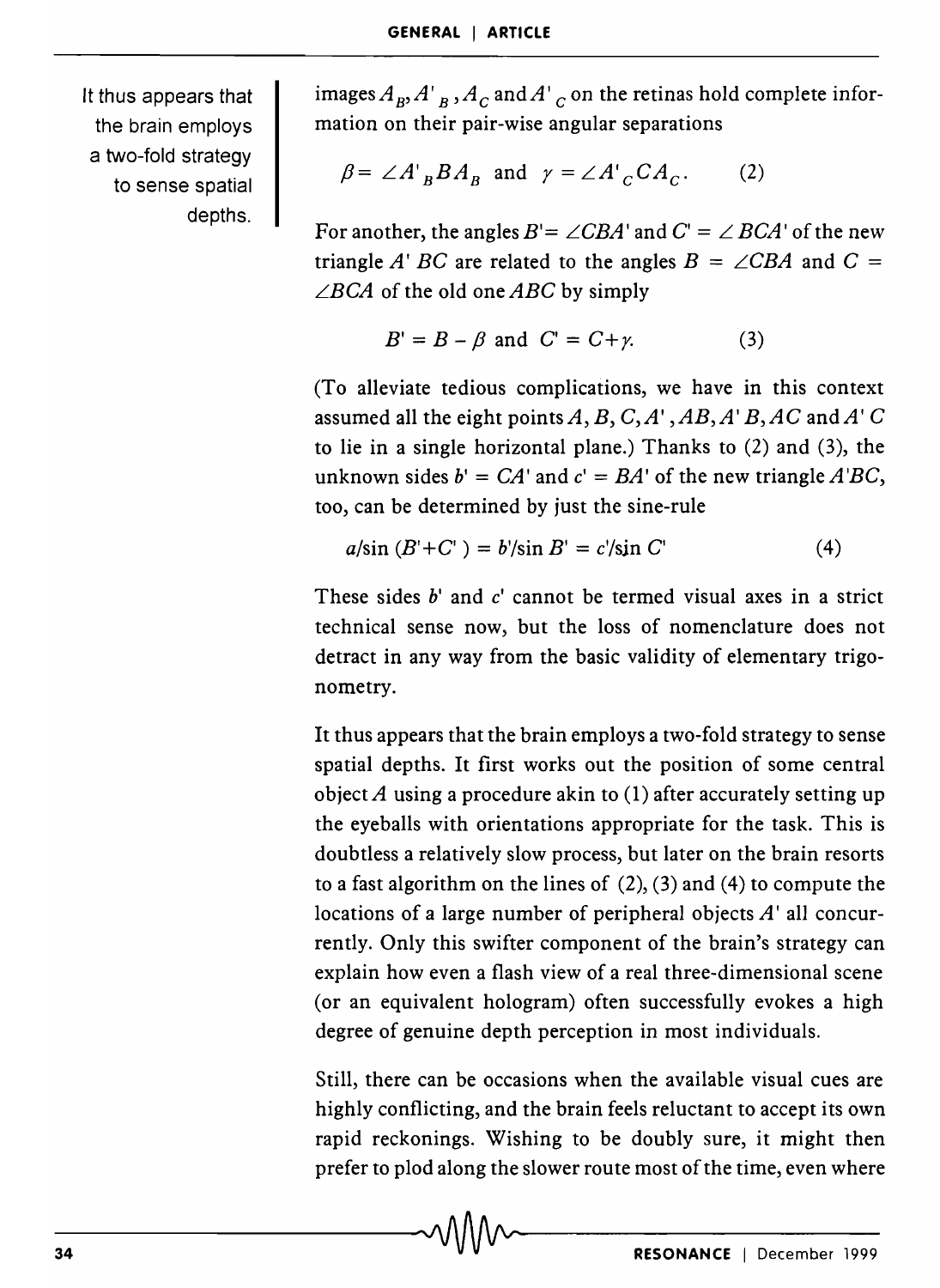It thus appears that the brain employs a two-fold strategy to sense spatial depths.

images $A_B$, $A'_B$, $A_C$ and $A'_C$ on the retinas hold complete information on their pair-wise angular separations

$$\beta = \angle A'_B B A_B \text{ and } \gamma = \angle A'_C C A_C. \quad (2)$$

For another, the angles $B' = \angle CBA'$ and $C' = \angle BCA'$ of the new triangle $A'BC$ are related to the angles $B = \angle CBA$ and $C = \angle BCA$ of the old one $ABC$ by simply

$$B' = B - \beta \text{ and } C' = C + \gamma. \quad (3)$$

(To alleviate tedious complications, we have in this context assumed all the eight points $A, B, C, A', AB, A'B, AC$ and $A'C$ to lie in a single horizontal plane.) Thanks to (2) and (3), the unknown sides $b' = CA'$ and $c' = BA'$ of the new triangle $A'BC$, too, can be determined by just the sine-rule

$$a/\sin(B'+C') = b'/\sin B' = c'/\sin C' \quad (4)$$

These sides $b'$ and $c'$ cannot be termed visual axes in a strict technical sense now, but the loss of nomenclature does not detract in any way from the basic validity of elementary trigonometry.

It thus appears that the brain employs a two-fold strategy to sense spatial depths. It first works out the position of some central object $A$ using a procedure akin to (1) after accurately setting up the eyeballs with orientations appropriate for the task. This is doubtless a relatively slow process, but later on the brain resorts to a fast algorithm on the lines of (2), (3) and (4) to compute the locations of a large number of peripheral objects $A'$ all concurrently. Only this swifter component of the brain's strategy can explain how even a flash view of a real three-dimensional scene (or an equivalent hologram) often successfully evokes a high degree of genuine depth perception in most individuals.

Still, there can be occasions when the available visual cues are highly conflicting, and the brain feels reluctant to accept its own rapid reckonings. Wishing to be doubly sure, it might then prefer to plod along the slower route most of the time, even where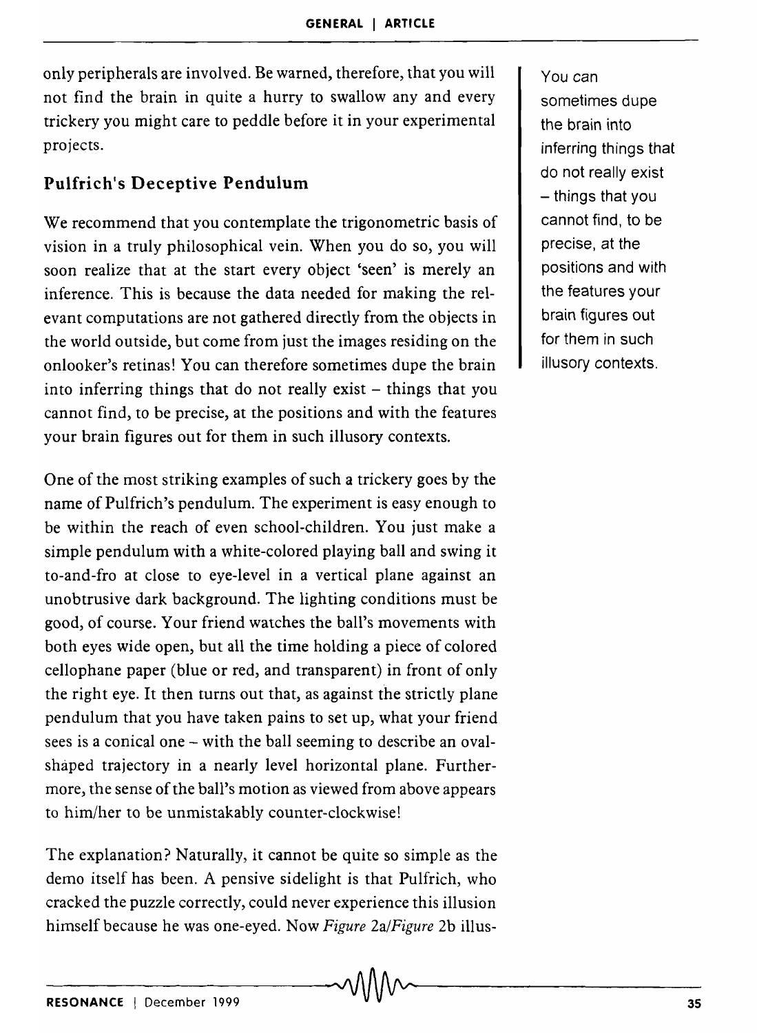only peripherals are involved. Be warned, therefore, that you will not find the brain in quite a hurry to swallow any and every trickery you might care to peddle before it in your experimental projects.

## Pulfrich's Deceptive Pendulum

We recommend that you contemplate the trigonometric basis of vision in a truly philosophical vein. When you do so, you will soon realize that at the start every object 'seen' is merely an inference. This is because the data needed for making the relevant computations are not gathered directly from the objects in the world outside, but come from just the images residing on the onlooker's retinas! You can therefore sometimes dupe the brain into inferring things that do not really exist – things that you cannot find, to be precise, at the positions and with the features your brain figures out for them in such illusory contexts.

You can sometimes dupe the brain into inferring things that do not really exist – things that you cannot find, to be precise, at the positions and with the features your brain figures out for them in such illusory contexts.

One of the most striking examples of such a trickery goes by the name of Pulfrich's pendulum. The experiment is easy enough to be within the reach of even school-children. You just make a simple pendulum with a white-colored playing ball and swing it to-and-fro at close to eye-level in a vertical plane against an unobtrusive dark background. The lighting conditions must be good, of course. Your friend watches the ball's movements with both eyes wide open, but all the time holding a piece of colored cellophane paper (blue or red, and transparent) in front of only the right eye. It then turns out that, as against the strictly plane pendulum that you have taken pains to set up, what your friend sees is a conical one – with the ball seeming to describe an oval-shaped trajectory in a nearly level horizontal plane. Furthermore, the sense of the ball's motion as viewed from above appears to him/her to be unmistakably counter-clockwise!

The explanation? Naturally, it cannot be quite so simple as the demo itself has been. A pensive sidelight is that Pulfrich, who cracked the puzzle correctly, could never experience this illusion himself because he was one-eyed. Now *Figure* 2a/*Figure* 2b illus-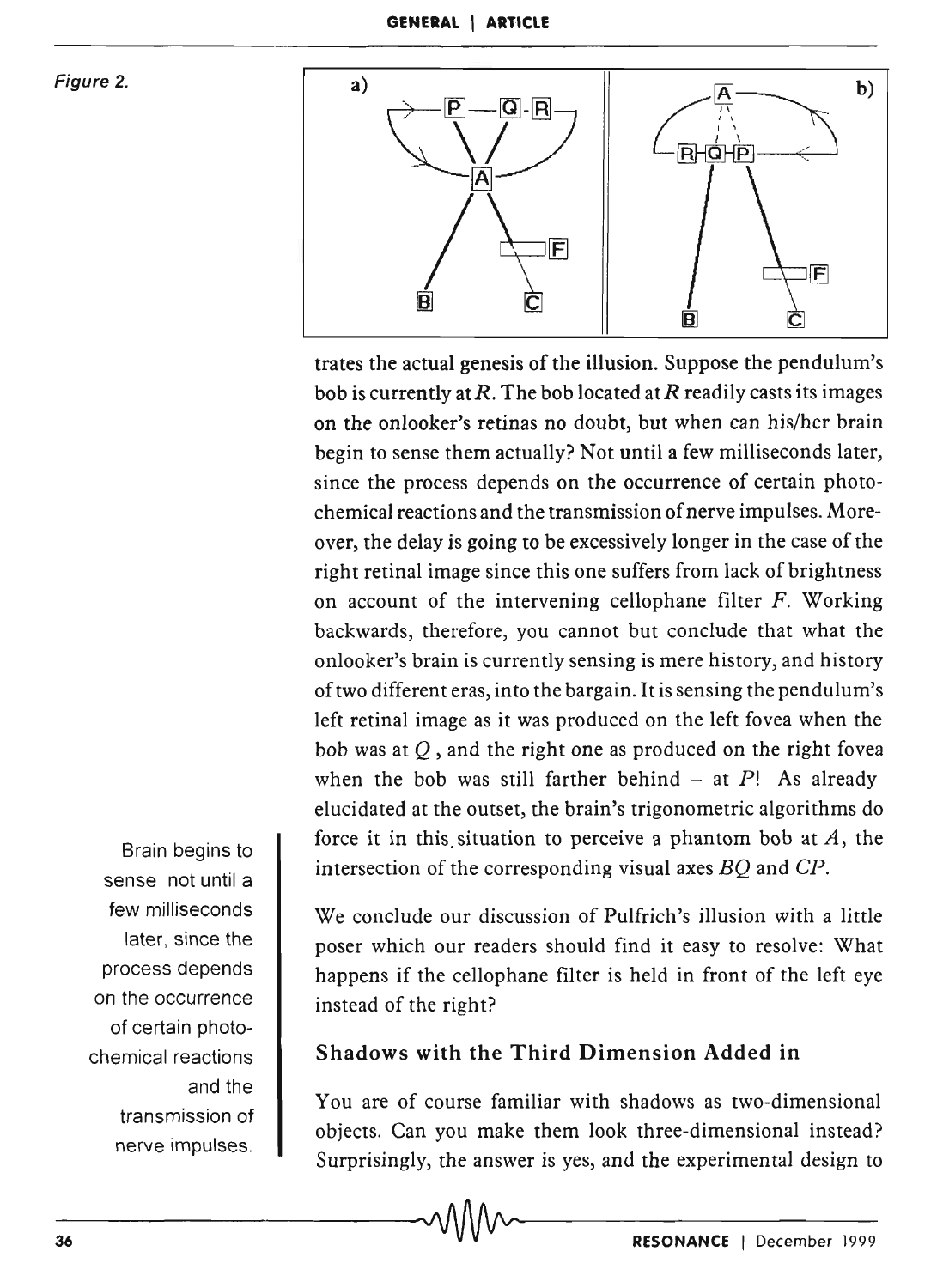Figure 2.

trates the actual genesis of the illusion. Suppose the pendulum's bob is currently at $R$. The bob located at $R$ readily casts its images on the onlooker's retinas no doubt, but when can his/her brain begin to sense them actually? Not until a few milliseconds later, since the process depends on the occurrence of certain photochemical reactions and the transmission of nerve impulses. Moreover, the delay is going to be excessively longer in the case of the right retinal image since this one suffers from lack of brightness on account of the intervening cellophane filter $F$. Working backwards, therefore, you cannot but conclude that what the onlooker's brain is currently sensing is mere history, and history of two different eras, into the bargain. It is sensing the pendulum's left retinal image as it was produced on the left fovea when the bob was at $Q$, and the right one as produced on the right fovea when the bob was still farther behind – at $P$! As already elucidated at the outset, the brain's trigonometric algorithms do force it in this situation to perceive a phantom bob at $A$, the intersection of the corresponding visual axes $BQ$ and $CP$.

Brain begins to sense not until a few milliseconds later, since the process depends on the occurrence of certain photochemical reactions and the transmission of nerve impulses.

We conclude our discussion of Pulfrich's illusion with a little poser which our readers should find it easy to resolve: What happens if the cellophane filter is held in front of the left eye instead of the right?

## Shadows with the Third Dimension Added in

You are of course familiar with shadows as two-dimensional objects. Can you make them look three-dimensional instead? Surprisingly, the answer is yes, and the experimental design to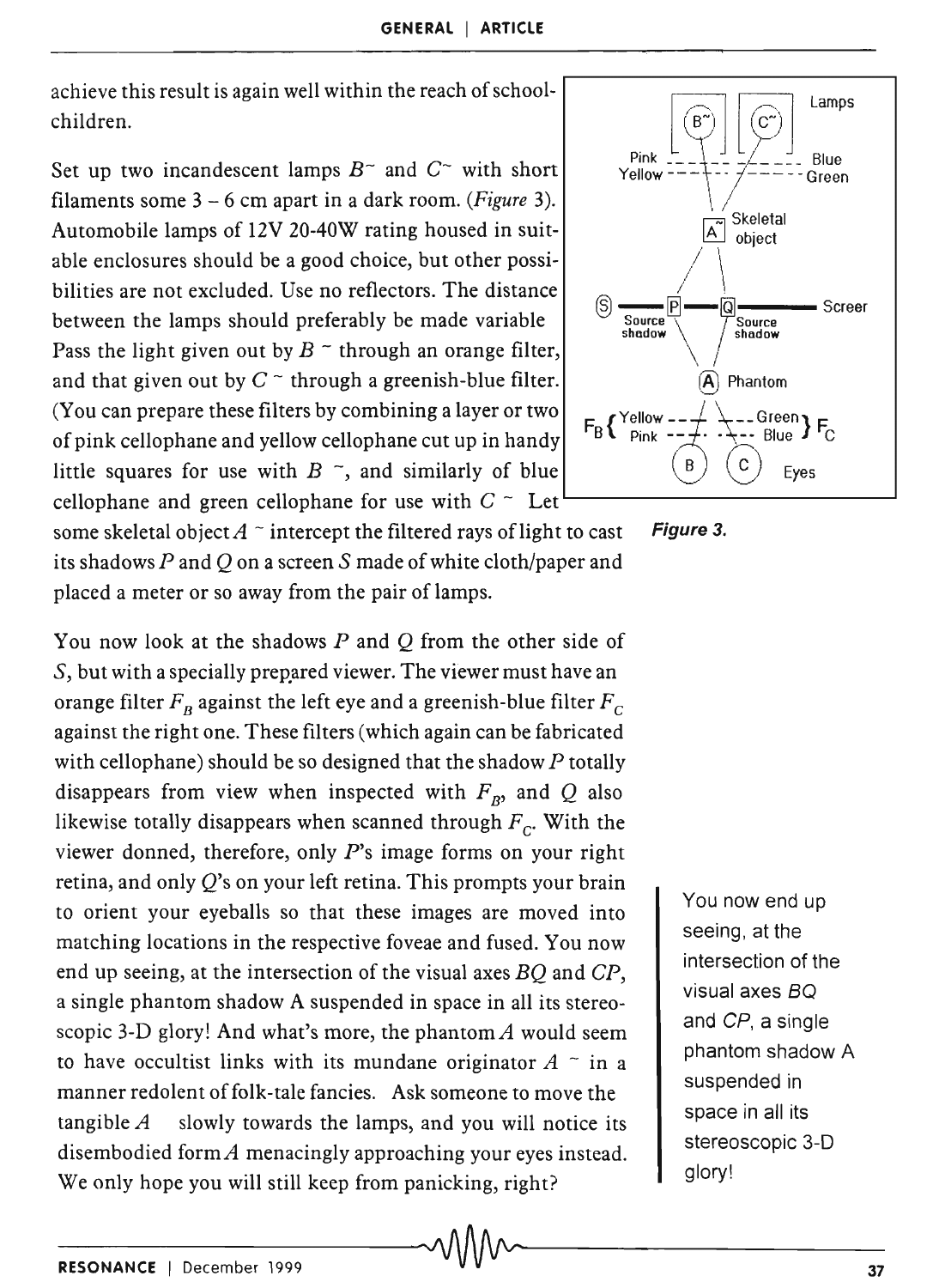achieve this result is again well within the reach of schoolchildren.

Set up two incandescent lamps $B^{\sim}$ and $C^{\sim}$ with short filaments some 3 – 6 cm apart in a dark room. (*Figure* 3). Automobile lamps of 12V 20-40W rating housed in suitable enclosures should be a good choice, but other possibilities are not excluded. Use no reflectors. The distance between the lamps should preferably be made variable Pass the light given out by $B^{\sim}$ through an orange filter, and that given out by $C^{\sim}$ through a greenish-blue filter. (You can prepare these filters by combining a layer or two of pink cellophane and yellow cellophane cut up in handy little squares for use with $B^{\sim}$, and similarly of blue cellophane and green cellophane for use with $C^{\sim}$ Let some skeletal object $A^{\sim}$ intercept the filtered rays of light to cast its shadows $P$ and $Q$ on a screen $S$ made of white cloth/paper and placed a meter or so away from the pair of lamps.

**Figure 3.**

You now look at the shadows $P$ and $Q$ from the other side of $S$, but with a specially prepared viewer. The viewer must have an orange filter $F_B$ against the left eye and a greenish-blue filter $F_C$ against the right one. These filters (which again can be fabricated with cellophane) should be so designed that the shadow $P$ totally disappears from view when inspected with $F_B$, and $Q$ also likewise totally disappears when scanned through $F_C$. With the viewer donned, therefore, only $P$'s image forms on your right retina, and only $Q$'s on your left retina. This prompts your brain to orient your eyeballs so that these images are moved into matching locations in the respective foveae and fused. You now end up seeing, at the intersection of the visual axes $BQ$ and $CP$, a single phantom shadow A suspended in space in all its stereoscopic 3-D glory! And what's more, the phantom $A$ would seem to have occultist links with its mundane originator $A^{\sim}$ in a manner redolent of folk-tale fancies. Ask someone to move the tangible $A$ slowly towards the lamps, and you will notice its disembodied form $A$ menacingly approaching your eyes instead. We only hope you will still keep from panicking, right?

> You now end up seeing, at the intersection of the visual axes $BQ$ and $CP$, a single phantom shadow A suspended in space in all its stereoscopic 3-D glory!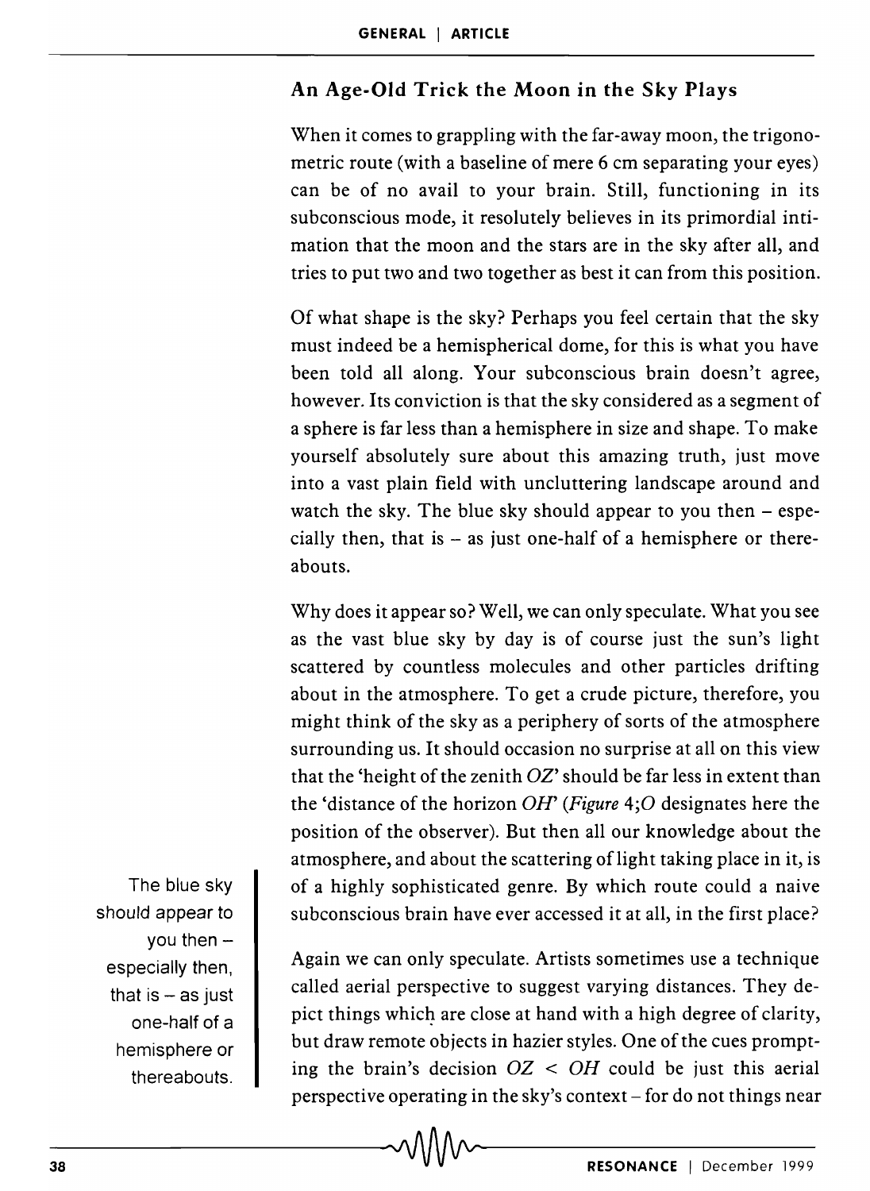## An Age-Old Trick the Moon in the Sky Plays

When it comes to grappling with the far-away moon, the trigonometric route (with a baseline of mere 6 cm separating your eyes) can be of no avail to your brain. Still, functioning in its subconscious mode, it resolutely believes in its primordial intimation that the moon and the stars are in the sky after all, and tries to put two and two together as best it can from this position.

Of what shape is the sky? Perhaps you feel certain that the sky must indeed be a hemispherical dome, for this is what you have been told all along. Your subconscious brain doesn't agree, however. Its conviction is that the sky considered as a segment of a sphere is far less than a hemisphere in size and shape. To make yourself absolutely sure about this amazing truth, just move into a vast plain field with uncluttering landscape around and watch the sky. The blue sky should appear to you then – especially then, that is – as just one-half of a hemisphere or thereabouts.

The blue sky should appear to you then – especially then, that is – as just one-half of a hemisphere or thereabouts.

Why does it appear so? Well, we can only speculate. What you see as the vast blue sky by day is of course just the sun's light scattered by countless molecules and other particles drifting about in the atmosphere. To get a crude picture, therefore, you might think of the sky as a periphery of sorts of the atmosphere surrounding us. It should occasion no surprise at all on this view that the 'height of the zenith $OZ$' should be far less in extent than the 'distance of the horizon $OH$' (*Figure* 4;$O$ designates here the position of the observer). But then all our knowledge about the atmosphere, and about the scattering of light taking place in it, is of a highly sophisticated genre. By which route could a naive subconscious brain have ever accessed it at all, in the first place?

Again we can only speculate. Artists sometimes use a technique called aerial perspective to suggest varying distances. They depict things which are close at hand with a high degree of clarity, but draw remote objects in hazier styles. One of the cues prompting the brain's decision $OZ < OH$ could be just this aerial perspective operating in the sky's context – for do not things near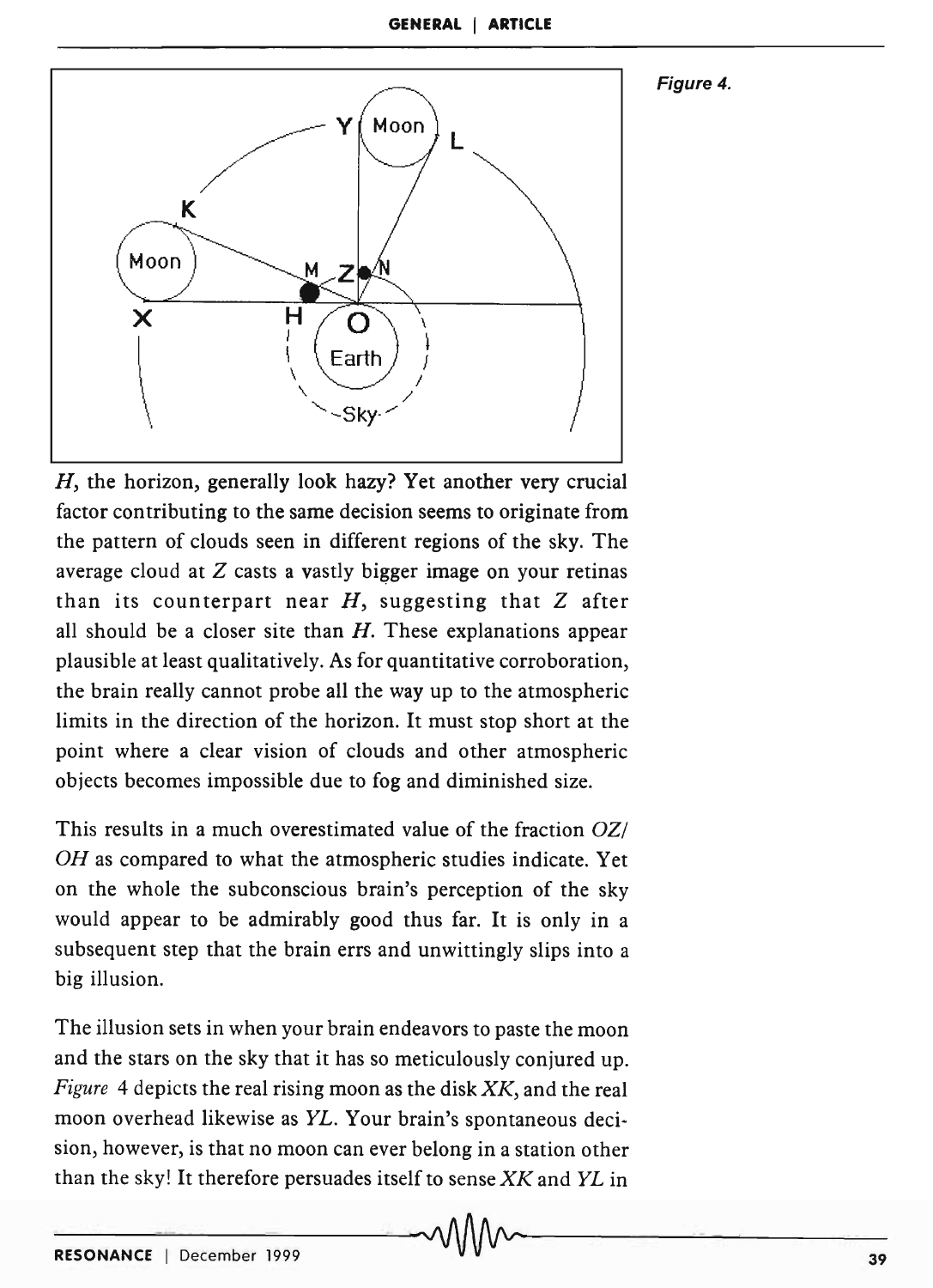Figure 4.

*H*, the horizon, generally look hazy? Yet another very crucial factor contributing to the same decision seems to originate from the pattern of clouds seen in different regions of the sky. The average cloud at *Z* casts a vastly bigger image on your retinas than its counterpart near *H*, suggesting that *Z* after all should be a closer site than *H*. These explanations appear plausible at least qualitatively. As for quantitative corroboration, the brain really cannot probe all the way up to the atmospheric limits in the direction of the horizon. It must stop short at the point where a clear vision of clouds and other atmospheric objects becomes impossible due to fog and diminished size.

This results in a much overestimated value of the fraction *OZ*/*OH* as compared to what the atmospheric studies indicate. Yet on the whole the subconscious brain's perception of the sky would appear to be admirably good thus far. It is only in a subsequent step that the brain errs and unwittingly slips into a big illusion.

The illusion sets in when your brain endeavors to paste the moon and the stars on the sky that it has so meticulously conjured up. *Figure* 4 depicts the real rising moon as the disk *XK*, and the real moon overhead likewise as *YL*. Your brain's spontaneous decision, however, is that no moon can ever belong in a station other than the sky! It therefore persuades itself to sense *XK* and *YL* in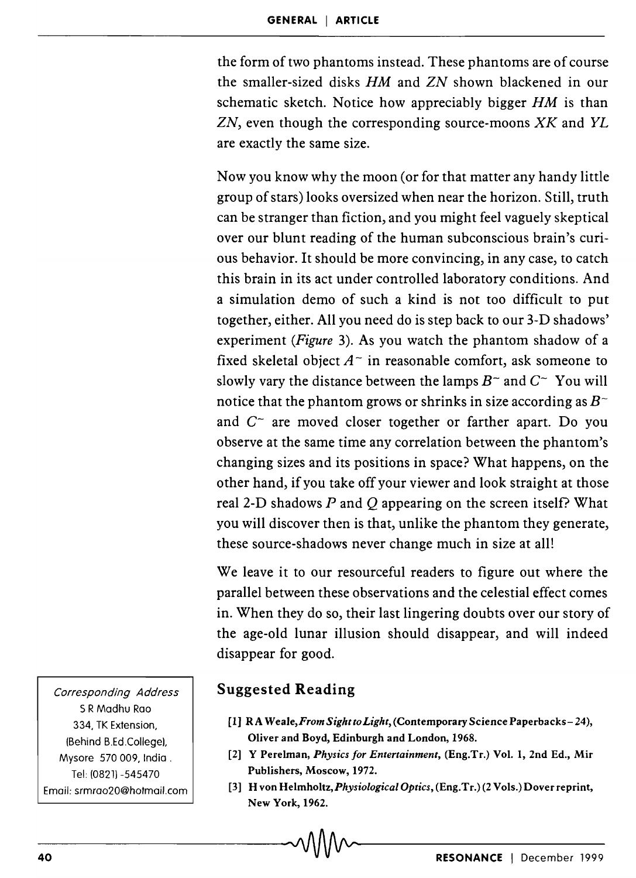the form of two phantoms instead. These phantoms are of course the smaller-sized disks *HM* and *ZN* shown blackened in our schematic sketch. Notice how appreciably bigger *HM* is than *ZN*, even though the corresponding source-moons *XK* and *YL* are exactly the same size.

Now you know why the moon (or for that matter any handy little group of stars) looks oversized when near the horizon. Still, truth can be stranger than fiction, and you might feel vaguely skeptical over our blunt reading of the human subconscious brain's curious behavior. It should be more convincing, in any case, to catch this brain in its act under controlled laboratory conditions. And a simulation demo of such a kind is not too difficult to put together, either. All you need do is step back to our 3-D shadows' experiment (*Figure* 3). As you watch the phantom shadow of a fixed skeletal object $A^{\sim}$ in reasonable comfort, ask someone to slowly vary the distance between the lamps $B^{\sim}$ and $C^{\sim}$ You will notice that the phantom grows or shrinks in size according as $B^{\sim}$ and $C^{\sim}$ are moved closer together or farther apart. Do you observe at the same time any correlation between the phantom's changing sizes and its positions in space? What happens, on the other hand, if you take off your viewer and look straight at those real 2-D shadows *P* and *Q* appearing on the screen itself? What you will discover then is that, unlike the phantom they generate, these source-shadows never change much in size at all!

We leave it to our resourceful readers to figure out where the parallel between these observations and the celestial effect comes in. When they do so, their last lingering doubts over our story of the age-old lunar illusion should disappear, and will indeed disappear for good.

## Suggested Reading

[1] R A Weale, *From Sight to Light*, (Contemporary Science Paperbacks – 24), Oliver and Boyd, Edinburgh and London, 1968.

[2] Y Perelman, *Physics for Entertainment*, (Eng.Tr.) Vol. 1, 2nd Ed., Mir Publishers, Moscow, 1972.

[3] H von Helmholtz, *Physiological Optics*, (Eng.Tr.) (2 Vols.) Dover reprint, New York, 1962.

*Corresponding Address*
S R Madhu Rao
334, TK Extension,
(Behind B.Ed.College),
Mysore 570 009, India.
Tel: (0821) -545470
Email: srmrao20@hotmail.com